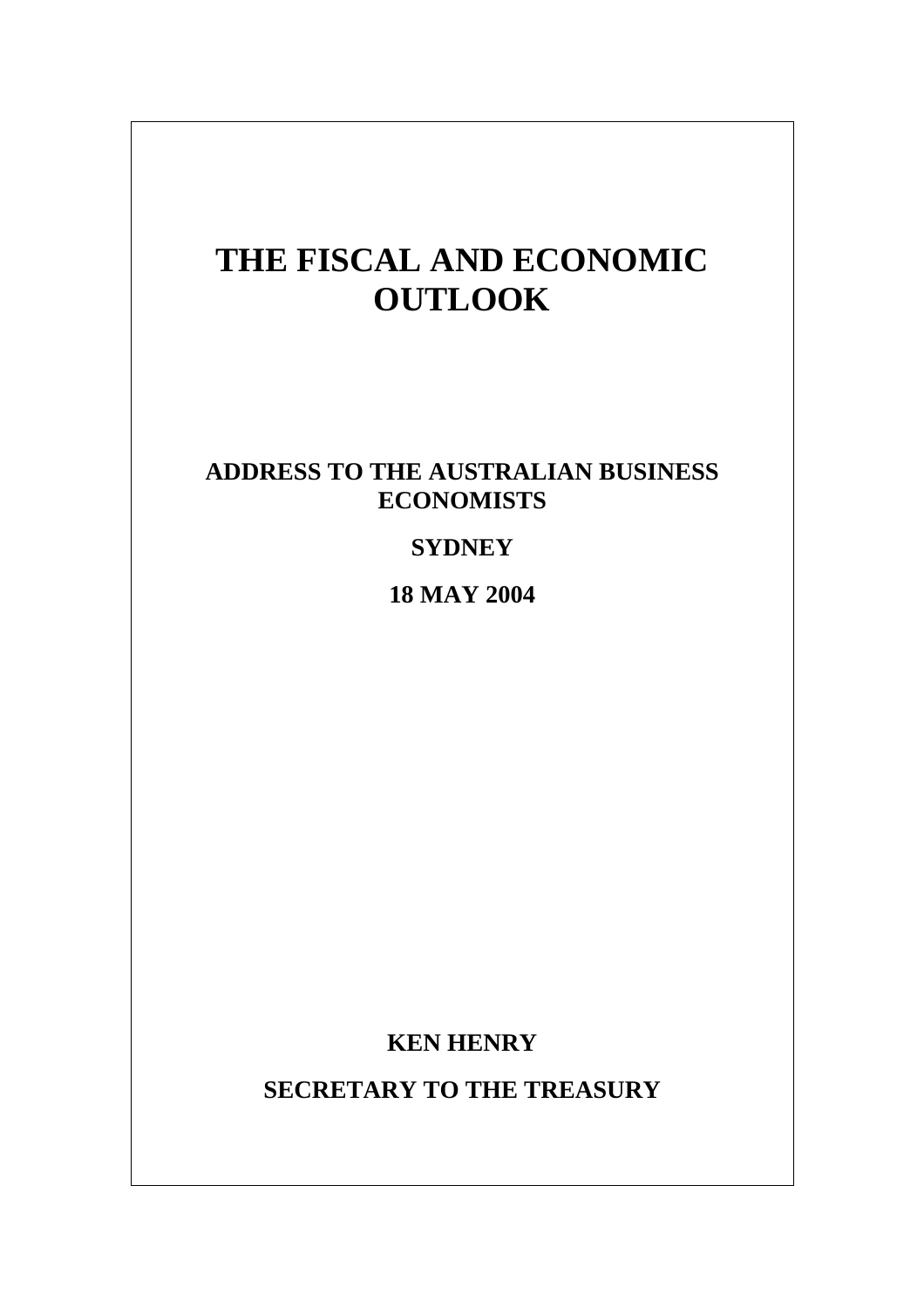# THE FISCAL AND ECONOMIC OUTLOOK

## ADDRESS TO THE AUSTRALIAN BUSINESS ECONOMISTS

**SYDNEY**

**18 MAY 2004**

**KEN HENRY**

**SECRETARY TO THE TREASURY**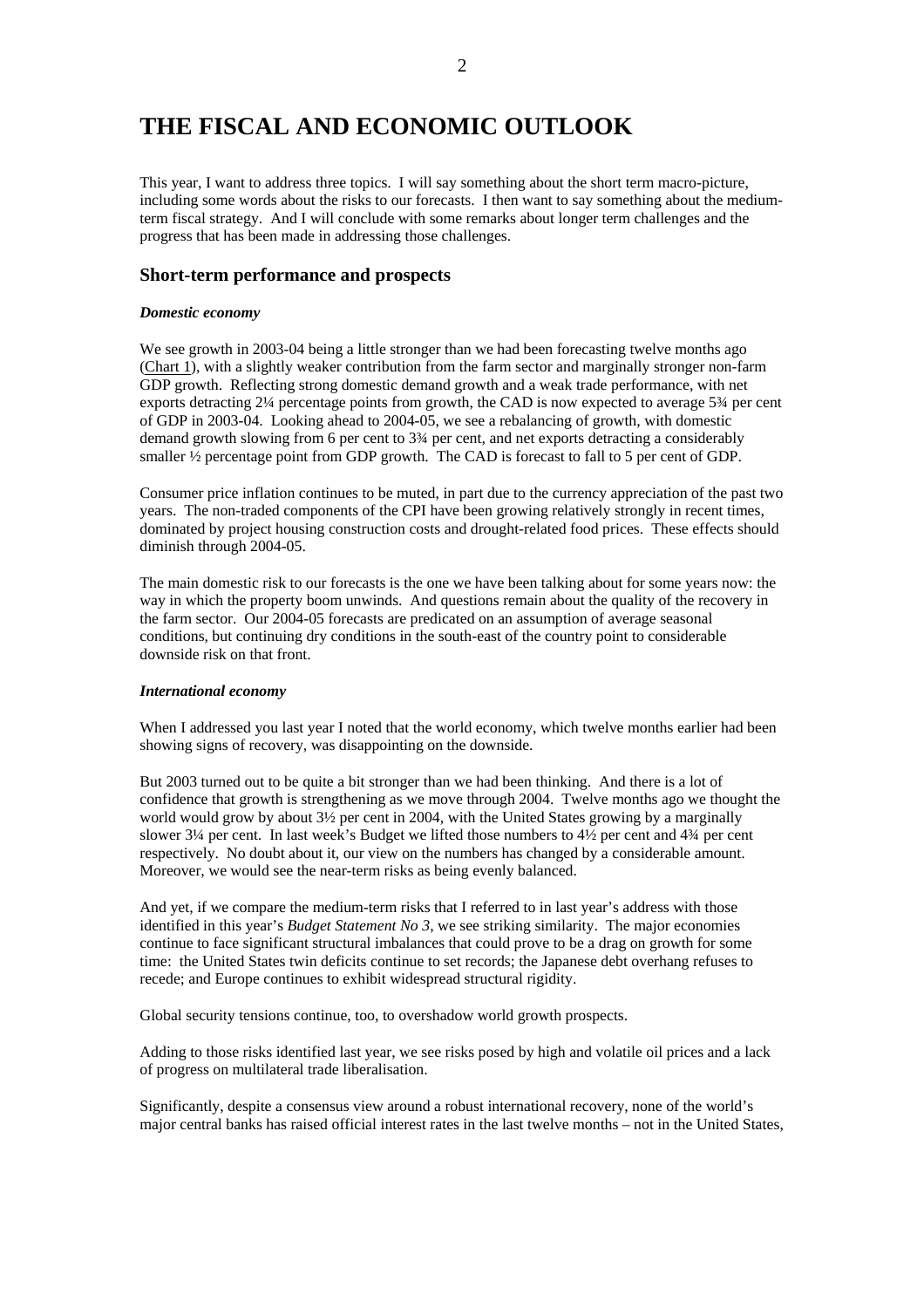# THE FISCAL AND ECONOMIC OUTLOOK

This year, I want to address three topics. I will say something about the short term macro-picture, including some words about the risks to our forecasts. I then want to say something about the medium-term fiscal strategy. And I will conclude with some remarks about longer term challenges and the progress that has been made in addressing those challenges.

## Short-term performance and prospects

### *Domestic economy*

We see growth in 2003-04 being a little stronger than we had been forecasting twelve months ago (Chart 1), with a slightly weaker contribution from the farm sector and marginally stronger non-farm GDP growth. Reflecting strong domestic demand growth and a weak trade performance, with net exports detracting 2¼ percentage points from growth, the CAD is now expected to average 5¾ per cent of GDP in 2003-04. Looking ahead to 2004-05, we see a rebalancing of growth, with domestic demand growth slowing from 6 per cent to 3¾ per cent, and net exports detracting a considerably smaller ½ percentage point from GDP growth. The CAD is forecast to fall to 5 per cent of GDP.

Consumer price inflation continues to be muted, in part due to the currency appreciation of the past two years. The non-traded components of the CPI have been growing relatively strongly in recent times, dominated by project housing construction costs and drought-related food prices. These effects should diminish through 2004-05.

The main domestic risk to our forecasts is the one we have been talking about for some years now: the way in which the property boom unwinds. And questions remain about the quality of the recovery in the farm sector. Our 2004-05 forecasts are predicated on an assumption of average seasonal conditions, but continuing dry conditions in the south-east of the country point to considerable downside risk on that front.

### *International economy*

When I addressed you last year I noted that the world economy, which twelve months earlier had been showing signs of recovery, was disappointing on the downside.

But 2003 turned out to be quite a bit stronger than we had been thinking. And there is a lot of confidence that growth is strengthening as we move through 2004. Twelve months ago we thought the world would grow by about 3½ per cent in 2004, with the United States growing by a marginally slower 3¼ per cent. In last week's Budget we lifted those numbers to 4½ per cent and 4¾ per cent respectively. No doubt about it, our view on the numbers has changed by a considerable amount. Moreover, we would see the near-term risks as being evenly balanced.

And yet, if we compare the medium-term risks that I referred to in last year's address with those identified in this year's *Budget Statement No 3*, we see striking similarity. The major economies continue to face significant structural imbalances that could prove to be a drag on growth for some time: the United States twin deficits continue to set records; the Japanese debt overhang refuses to recede; and Europe continues to exhibit widespread structural rigidity.

Global security tensions continue, too, to overshadow world growth prospects.

Adding to those risks identified last year, we see risks posed by high and volatile oil prices and a lack of progress on multilateral trade liberalisation.

Significantly, despite a consensus view around a robust international recovery, none of the world's major central banks has raised official interest rates in the last twelve months – not in the United States,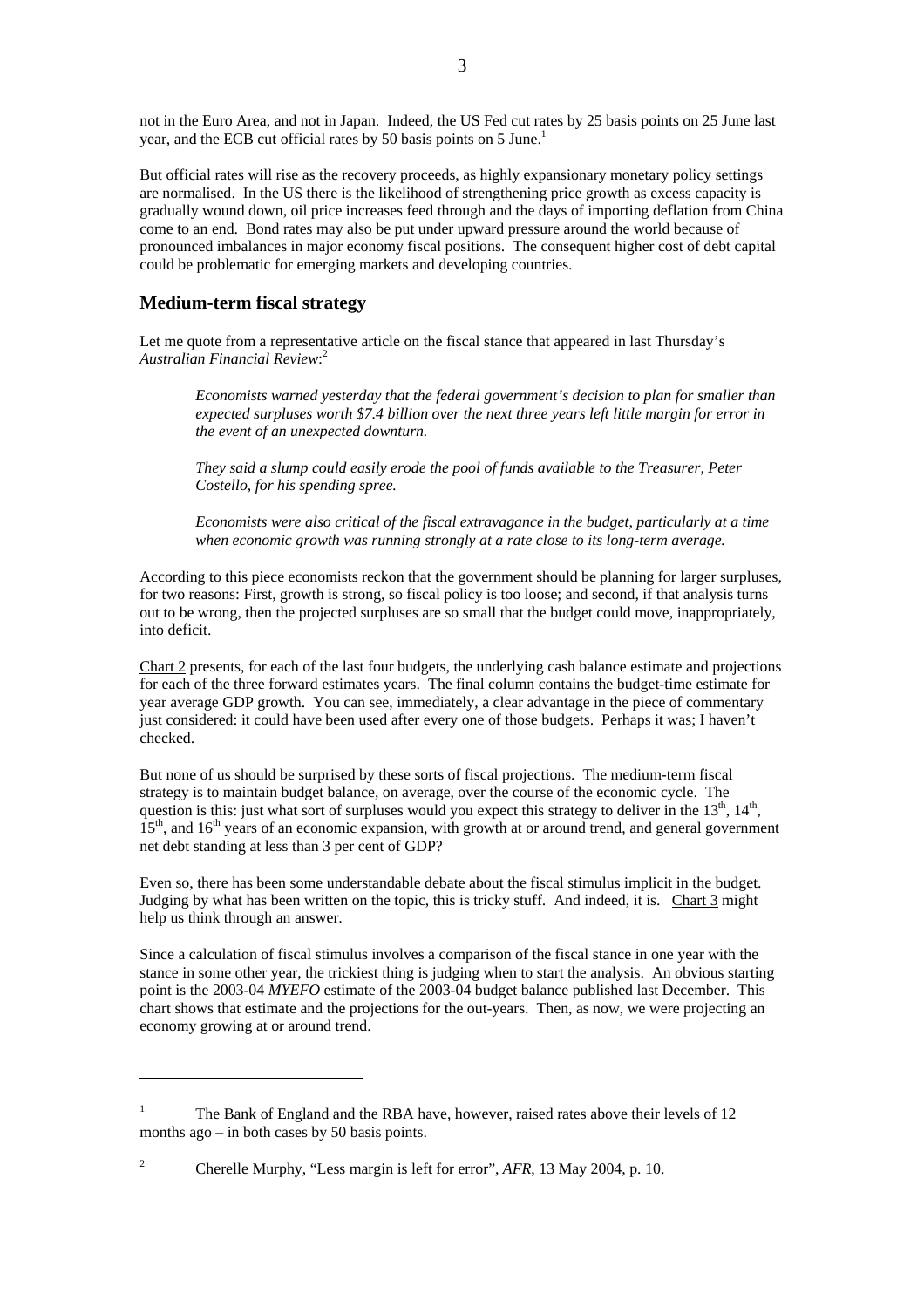not in the Euro Area, and not in Japan. Indeed, the US Fed cut rates by 25 basis points on 25 June last year, and the ECB cut official rates by 50 basis points on 5 June.[1]

But official rates will rise as the recovery proceeds, as highly expansionary monetary policy settings are normalised. In the US there is the likelihood of strengthening price growth as excess capacity is gradually wound down, oil price increases feed through and the days of importing deflation from China come to an end. Bond rates may also be put under upward pressure around the world because of pronounced imbalances in major economy fiscal positions. The consequent higher cost of debt capital could be problematic for emerging markets and developing countries.

## Medium-term fiscal strategy

Let me quote from a representative article on the fiscal stance that appeared in last Thursday's *Australian Financial Review*:[2]

> *Economists warned yesterday that the federal government's decision to plan for smaller than expected surpluses worth $7.4 billion over the next three years left little margin for error in the event of an unexpected downturn.*
>
> *They said a slump could easily erode the pool of funds available to the Treasurer, Peter Costello, for his spending spree.*
>
> *Economists were also critical of the fiscal extravagance in the budget, particularly at a time when economic growth was running strongly at a rate close to its long-term average.*

According to this piece economists reckon that the government should be planning for larger surpluses, for two reasons: First, growth is strong, so fiscal policy is too loose; and second, if that analysis turns out to be wrong, then the projected surpluses are so small that the budget could move, inappropriately, into deficit.

Chart 2 presents, for each of the last four budgets, the underlying cash balance estimate and projections for each of the three forward estimates years. The final column contains the budget-time estimate for year average GDP growth. You can see, immediately, a clear advantage in the piece of commentary just considered: it could have been used after every one of those budgets. Perhaps it was; I haven't checked.

But none of us should be surprised by these sorts of fiscal projections. The medium-term fiscal strategy is to maintain budget balance, on average, over the course of the economic cycle. The question is this: just what sort of surpluses would you expect this strategy to deliver in the 13th, 14th, 15th, and 16th years of an economic expansion, with growth at or around trend, and general government net debt standing at less than 3 per cent of GDP?

Even so, there has been some understandable debate about the fiscal stimulus implicit in the budget. Judging by what has been written on the topic, this is tricky stuff. And indeed, it is. Chart 3 might help us think through an answer.

Since a calculation of fiscal stimulus involves a comparison of the fiscal stance in one year with the stance in some other year, the trickiest thing is judging when to start the analysis. An obvious starting point is the 2003-04 *MYEFO* estimate of the 2003-04 budget balance published last December. This chart shows that estimate and the projections for the out-years. Then, as now, we were projecting an economy growing at or around trend.

---

[1] The Bank of England and the RBA have, however, raised rates above their levels of 12 months ago – in both cases by 50 basis points.

[2] Cherelle Murphy, "Less margin is left for error", *AFR*, 13 May 2004, p. 10.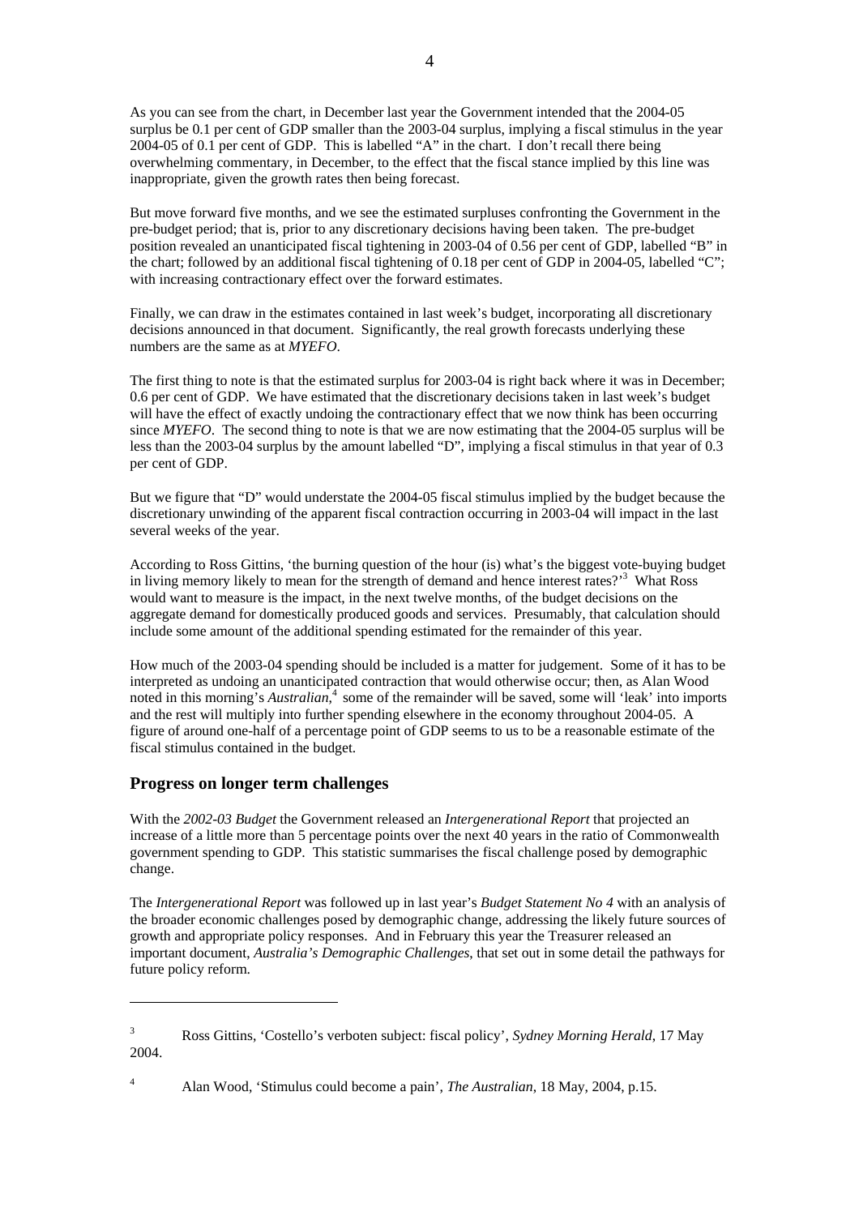As you can see from the chart, in December last year the Government intended that the 2004-05 surplus be 0.1 per cent of GDP smaller than the 2003-04 surplus, implying a fiscal stimulus in the year 2004-05 of 0.1 per cent of GDP. This is labelled "A" in the chart. I don't recall there being overwhelming commentary, in December, to the effect that the fiscal stance implied by this line was inappropriate, given the growth rates then being forecast.

But move forward five months, and we see the estimated surpluses confronting the Government in the pre-budget period; that is, prior to any discretionary decisions having been taken. The pre-budget position revealed an unanticipated fiscal tightening in 2003-04 of 0.56 per cent of GDP, labelled "B" in the chart; followed by an additional fiscal tightening of 0.18 per cent of GDP in 2004-05, labelled "C"; with increasing contractionary effect over the forward estimates.

Finally, we can draw in the estimates contained in last week's budget, incorporating all discretionary decisions announced in that document. Significantly, the real growth forecasts underlying these numbers are the same as at *MYEFO*.

The first thing to note is that the estimated surplus for 2003-04 is right back where it was in December; 0.6 per cent of GDP. We have estimated that the discretionary decisions taken in last week's budget will have the effect of exactly undoing the contractionary effect that we now think has been occurring since *MYEFO*. The second thing to note is that we are now estimating that the 2004-05 surplus will be less than the 2003-04 surplus by the amount labelled "D", implying a fiscal stimulus in that year of 0.3 per cent of GDP.

But we figure that "D" would understate the 2004-05 fiscal stimulus implied by the budget because the discretionary unwinding of the apparent fiscal contraction occurring in 2003-04 will impact in the last several weeks of the year.

According to Ross Gittins, 'the burning question of the hour (is) what's the biggest vote-buying budget in living memory likely to mean for the strength of demand and hence interest rates?'[3] What Ross would want to measure is the impact, in the next twelve months, of the budget decisions on the aggregate demand for domestically produced goods and services. Presumably, that calculation should include some amount of the additional spending estimated for the remainder of this year.

How much of the 2003-04 spending should be included is a matter for judgement. Some of it has to be interpreted as undoing an unanticipated contraction that would otherwise occur; then, as Alan Wood noted in this morning's *Australian*,[4] some of the remainder will be saved, some will 'leak' into imports and the rest will multiply into further spending elsewhere in the economy throughout 2004-05. A figure of around one-half of a percentage point of GDP seems to us to be a reasonable estimate of the fiscal stimulus contained in the budget.

## Progress on longer term challenges

With the *2002-03 Budget* the Government released an *Intergenerational Report* that projected an increase of a little more than 5 percentage points over the next 40 years in the ratio of Commonwealth government spending to GDP. This statistic summarises the fiscal challenge posed by demographic change.

The *Intergenerational Report* was followed up in last year's *Budget Statement No 4* with an analysis of the broader economic challenges posed by demographic change, addressing the likely future sources of growth and appropriate policy responses. And in February this year the Treasurer released an important document, *Australia's Demographic Challenges*, that set out in some detail the pathways for future policy reform.

---

[3] Ross Gittins, 'Costello's verboten subject: fiscal policy', *Sydney Morning Herald*, 17 May 2004.

[4] Alan Wood, 'Stimulus could become a pain', *The Australian*, 18 May, 2004, p.15.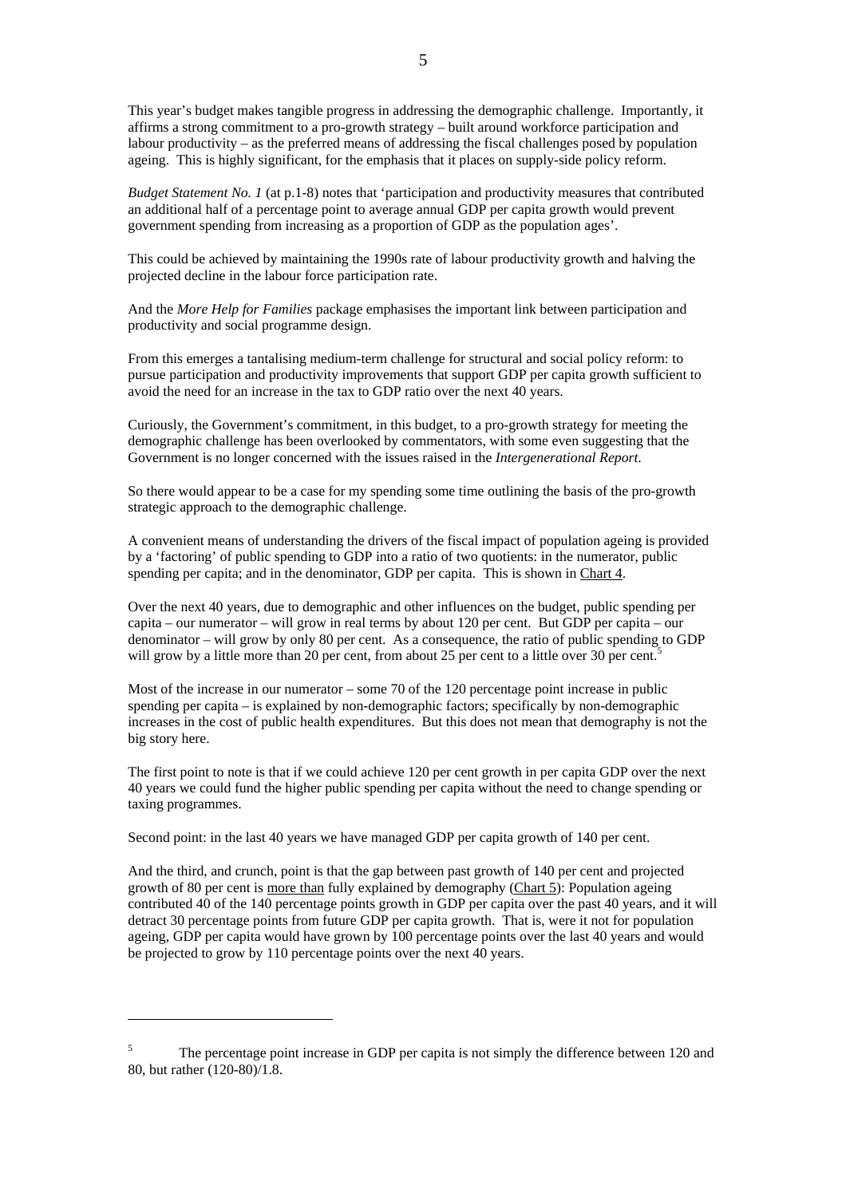This year's budget makes tangible progress in addressing the demographic challenge. Importantly, it affirms a strong commitment to a pro-growth strategy – built around workforce participation and labour productivity – as the preferred means of addressing the fiscal challenges posed by population ageing. This is highly significant, for the emphasis that it places on supply-side policy reform.

*Budget Statement No. 1* (at p.1-8) notes that 'participation and productivity measures that contributed an additional half of a percentage point to average annual GDP per capita growth would prevent government spending from increasing as a proportion of GDP as the population ages'.

This could be achieved by maintaining the 1990s rate of labour productivity growth and halving the projected decline in the labour force participation rate.

And the *More Help for Families* package emphasises the important link between participation and productivity and social programme design.

From this emerges a tantalising medium-term challenge for structural and social policy reform: to pursue participation and productivity improvements that support GDP per capita growth sufficient to avoid the need for an increase in the tax to GDP ratio over the next 40 years.

Curiously, the Government's commitment, in this budget, to a pro-growth strategy for meeting the demographic challenge has been overlooked by commentators, with some even suggesting that the Government is no longer concerned with the issues raised in the *Intergenerational Report*.

So there would appear to be a case for my spending some time outlining the basis of the pro-growth strategic approach to the demographic challenge.

A convenient means of understanding the drivers of the fiscal impact of population ageing is provided by a 'factoring' of public spending to GDP into a ratio of two quotients: in the numerator, public spending per capita; and in the denominator, GDP per capita. This is shown in Chart 4.

Over the next 40 years, due to demographic and other influences on the budget, public spending per capita – our numerator – will grow in real terms by about 120 per cent. But GDP per capita – our denominator – will grow by only 80 per cent. As a consequence, the ratio of public spending to GDP will grow by a little more than 20 per cent, from about 25 per cent to a little over 30 per cent.[5]

Most of the increase in our numerator – some 70 of the 120 percentage point increase in public spending per capita – is explained by non-demographic factors; specifically by non-demographic increases in the cost of public health expenditures. But this does not mean that demography is not the big story here.

The first point to note is that if we could achieve 120 per cent growth in per capita GDP over the next 40 years we could fund the higher public spending per capita without the need to change spending or taxing programmes.

Second point: in the last 40 years we have managed GDP per capita growth of 140 per cent.

And the third, and crunch, point is that the gap between past growth of 140 per cent and projected growth of 80 per cent is more than fully explained by demography (Chart 5): Population ageing contributed 40 of the 140 percentage points growth in GDP per capita over the past 40 years, and it will detract 30 percentage points from future GDP per capita growth. That is, were it not for population ageing, GDP per capita would have grown by 100 percentage points over the last 40 years and would be projected to grow by 110 percentage points over the next 40 years.

---

[5] The percentage point increase in GDP per capita is not simply the difference between 120 and 80, but rather (120-80)/1.8.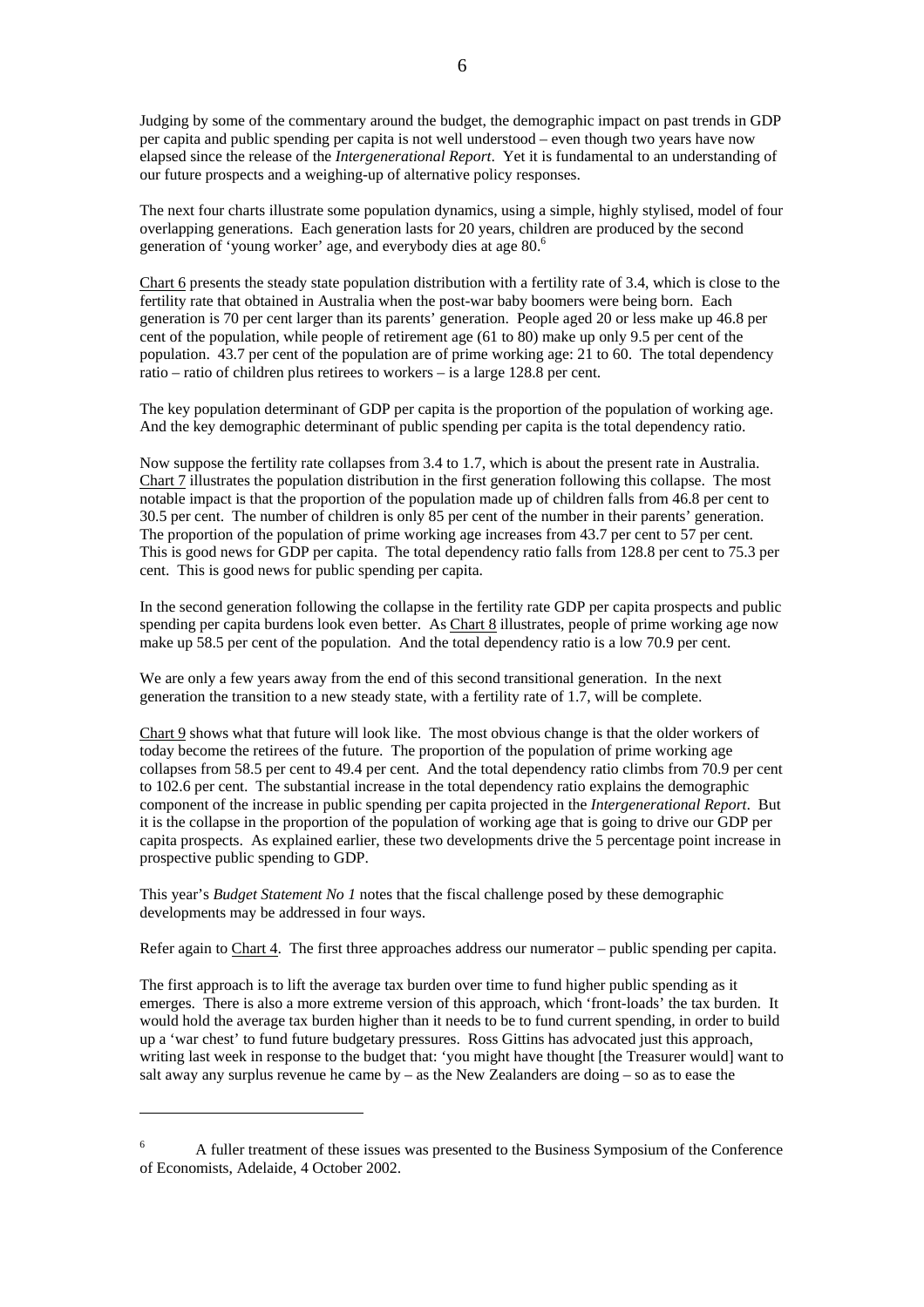Judging by some of the commentary around the budget, the demographic impact on past trends in GDP per capita and public spending per capita is not well understood – even though two years have now elapsed since the release of the *Intergenerational Report*. Yet it is fundamental to an understanding of our future prospects and a weighing-up of alternative policy responses.

The next four charts illustrate some population dynamics, using a simple, highly stylised, model of four overlapping generations. Each generation lasts for 20 years, children are produced by the second generation of 'young worker' age, and everybody dies at age 80.[6]

Chart 6 presents the steady state population distribution with a fertility rate of 3.4, which is close to the fertility rate that obtained in Australia when the post-war baby boomers were being born. Each generation is 70 per cent larger than its parents' generation. People aged 20 or less make up 46.8 per cent of the population, while people of retirement age (61 to 80) make up only 9.5 per cent of the population. 43.7 per cent of the population are of prime working age: 21 to 60. The total dependency ratio – ratio of children plus retirees to workers – is a large 128.8 per cent.

The key population determinant of GDP per capita is the proportion of the population of working age. And the key demographic determinant of public spending per capita is the total dependency ratio.

Now suppose the fertility rate collapses from 3.4 to 1.7, which is about the present rate in Australia. Chart 7 illustrates the population distribution in the first generation following this collapse. The most notable impact is that the proportion of the population made up of children falls from 46.8 per cent to 30.5 per cent. The number of children is only 85 per cent of the number in their parents' generation. The proportion of the population of prime working age increases from 43.7 per cent to 57 per cent. This is good news for GDP per capita. The total dependency ratio falls from 128.8 per cent to 75.3 per cent. This is good news for public spending per capita.

In the second generation following the collapse in the fertility rate GDP per capita prospects and public spending per capita burdens look even better. As Chart 8 illustrates, people of prime working age now make up 58.5 per cent of the population. And the total dependency ratio is a low 70.9 per cent.

We are only a few years away from the end of this second transitional generation. In the next generation the transition to a new steady state, with a fertility rate of 1.7, will be complete.

Chart 9 shows what that future will look like. The most obvious change is that the older workers of today become the retirees of the future. The proportion of the population of prime working age collapses from 58.5 per cent to 49.4 per cent. And the total dependency ratio climbs from 70.9 per cent to 102.6 per cent. The substantial increase in the total dependency ratio explains the demographic component of the increase in public spending per capita projected in the *Intergenerational Report*. But it is the collapse in the proportion of the population of working age that is going to drive our GDP per capita prospects. As explained earlier, these two developments drive the 5 percentage point increase in prospective public spending to GDP.

This year's *Budget Statement No 1* notes that the fiscal challenge posed by these demographic developments may be addressed in four ways.

Refer again to Chart 4. The first three approaches address our numerator – public spending per capita.

The first approach is to lift the average tax burden over time to fund higher public spending as it emerges. There is also a more extreme version of this approach, which 'front-loads' the tax burden. It would hold the average tax burden higher than it needs to be to fund current spending, in order to build up a 'war chest' to fund future budgetary pressures. Ross Gittins has advocated just this approach, writing last week in response to the budget that: 'you might have thought [the Treasurer would] want to salt away any surplus revenue he came by – as the New Zealanders are doing – so as to ease the

---

[6] A fuller treatment of these issues was presented to the Business Symposium of the Conference of Economists, Adelaide, 4 October 2002.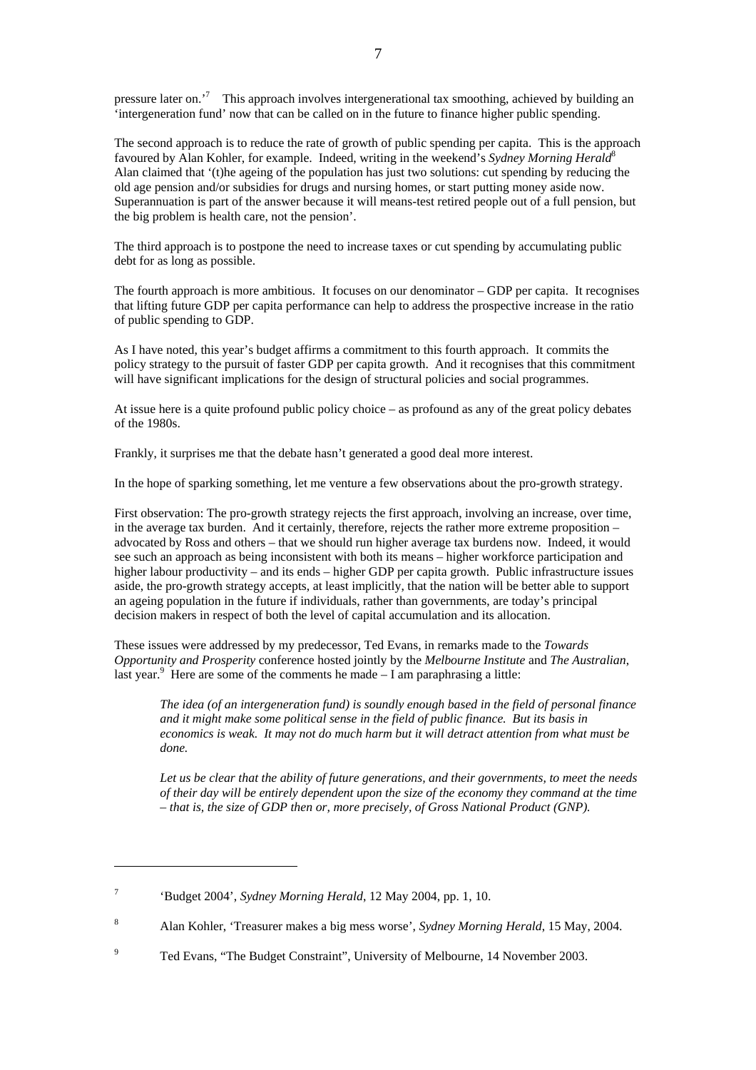pressure later on.'[7] This approach involves intergenerational tax smoothing, achieved by building an 'intergeneration fund' now that can be called on in the future to finance higher public spending.

The second approach is to reduce the rate of growth of public spending per capita. This is the approach favoured by Alan Kohler, for example. Indeed, writing in the weekend's *Sydney Morning Herald*[8] Alan claimed that '(t)he ageing of the population has just two solutions: cut spending by reducing the old age pension and/or subsidies for drugs and nursing homes, or start putting money aside now. Superannuation is part of the answer because it will means-test retired people out of a full pension, but the big problem is health care, not the pension'.

The third approach is to postpone the need to increase taxes or cut spending by accumulating public debt for as long as possible.

The fourth approach is more ambitious. It focuses on our denominator – GDP per capita. It recognises that lifting future GDP per capita performance can help to address the prospective increase in the ratio of public spending to GDP.

As I have noted, this year's budget affirms a commitment to this fourth approach. It commits the policy strategy to the pursuit of faster GDP per capita growth. And it recognises that this commitment will have significant implications for the design of structural policies and social programmes.

At issue here is a quite profound public policy choice – as profound as any of the great policy debates of the 1980s.

Frankly, it surprises me that the debate hasn't generated a good deal more interest.

In the hope of sparking something, let me venture a few observations about the pro-growth strategy.

First observation: The pro-growth strategy rejects the first approach, involving an increase, over time, in the average tax burden. And it certainly, therefore, rejects the rather more extreme proposition – advocated by Ross and others – that we should run higher average tax burdens now. Indeed, it would see such an approach as being inconsistent with both its means – higher workforce participation and higher labour productivity – and its ends – higher GDP per capita growth. Public infrastructure issues aside, the pro-growth strategy accepts, at least implicitly, that the nation will be better able to support an ageing population in the future if individuals, rather than governments, are today's principal decision makers in respect of both the level of capital accumulation and its allocation.

These issues were addressed by my predecessor, Ted Evans, in remarks made to the *Towards Opportunity and Prosperity* conference hosted jointly by the *Melbourne Institute* and *The Australian*, last year.[9] Here are some of the comments he made – I am paraphrasing a little:

> *The idea (of an intergeneration fund) is soundly enough based in the field of personal finance and it might make some political sense in the field of public finance. But its basis in economics is weak. It may not do much harm but it will detract attention from what must be done.*
>
> *Let us be clear that the ability of future generations, and their governments, to meet the needs of their day will be entirely dependent upon the size of the economy they command at the time – that is, the size of GDP then or, more precisely, of Gross National Product (GNP).*

---

[7] 'Budget 2004', *Sydney Morning Herald*, 12 May 2004, pp. 1, 10.

[8] Alan Kohler, 'Treasurer makes a big mess worse', *Sydney Morning Herald*, 15 May, 2004.

[9] Ted Evans, "The Budget Constraint", University of Melbourne, 14 November 2003.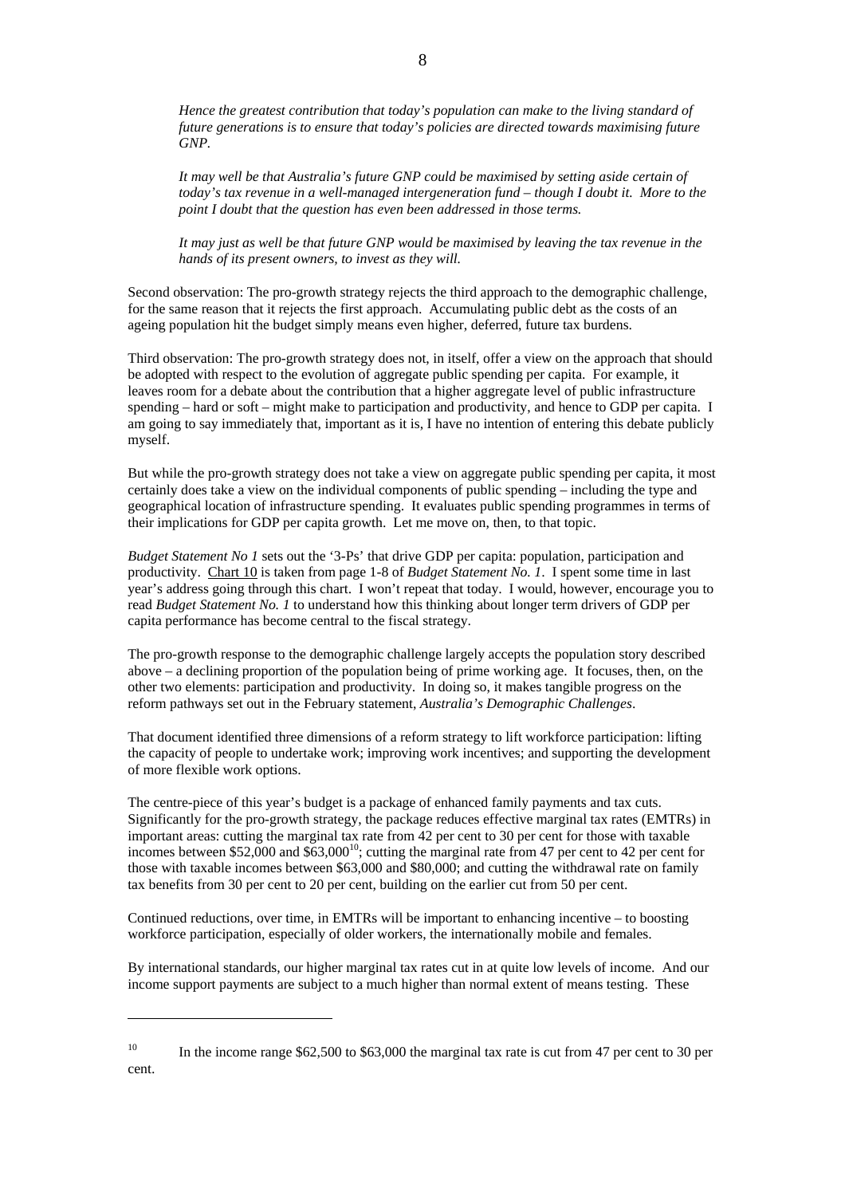*Hence the greatest contribution that today's population can make to the living standard of future generations is to ensure that today's policies are directed towards maximising future GNP.*

*It may well be that Australia's future GNP could be maximised by setting aside certain of today's tax revenue in a well-managed intergeneration fund – though I doubt it. More to the point I doubt that the question has even been addressed in those terms.*

*It may just as well be that future GNP would be maximised by leaving the tax revenue in the hands of its present owners, to invest as they will.*

Second observation: The pro-growth strategy rejects the third approach to the demographic challenge, for the same reason that it rejects the first approach. Accumulating public debt as the costs of an ageing population hit the budget simply means even higher, deferred, future tax burdens.

Third observation: The pro-growth strategy does not, in itself, offer a view on the approach that should be adopted with respect to the evolution of aggregate public spending per capita. For example, it leaves room for a debate about the contribution that a higher aggregate level of public infrastructure spending – hard or soft – might make to participation and productivity, and hence to GDP per capita. I am going to say immediately that, important as it is, I have no intention of entering this debate publicly myself.

But while the pro-growth strategy does not take a view on aggregate public spending per capita, it most certainly does take a view on the individual components of public spending – including the type and geographical location of infrastructure spending. It evaluates public spending programmes in terms of their implications for GDP per capita growth. Let me move on, then, to that topic.

*Budget Statement No 1* sets out the '3-Ps' that drive GDP per capita: population, participation and productivity. Chart 10 is taken from page 1-8 of *Budget Statement No. 1*. I spent some time in last year's address going through this chart. I won't repeat that today. I would, however, encourage you to read *Budget Statement No. 1* to understand how this thinking about longer term drivers of GDP per capita performance has become central to the fiscal strategy.

The pro-growth response to the demographic challenge largely accepts the population story described above – a declining proportion of the population being of prime working age. It focuses, then, on the other two elements: participation and productivity. In doing so, it makes tangible progress on the reform pathways set out in the February statement, *Australia's Demographic Challenges*.

That document identified three dimensions of a reform strategy to lift workforce participation: lifting the capacity of people to undertake work; improving work incentives; and supporting the development of more flexible work options.

The centre-piece of this year's budget is a package of enhanced family payments and tax cuts. Significantly for the pro-growth strategy, the package reduces effective marginal tax rates (EMTRs) in important areas: cutting the marginal tax rate from 42 per cent to 30 per cent for those with taxable incomes between $52,000 and $63,000[10]; cutting the marginal rate from 47 per cent to 42 per cent for those with taxable incomes between $63,000 and $80,000; and cutting the withdrawal rate on family tax benefits from 30 per cent to 20 per cent, building on the earlier cut from 50 per cent.

Continued reductions, over time, in EMTRs will be important to enhancing incentive – to boosting workforce participation, especially of older workers, the internationally mobile and females.

By international standards, our higher marginal tax rates cut in at quite low levels of income. And our income support payments are subject to a much higher than normal extent of means testing. These

---

[10] In the income range $62,500 to $63,000 the marginal tax rate is cut from 47 per cent to 30 per cent.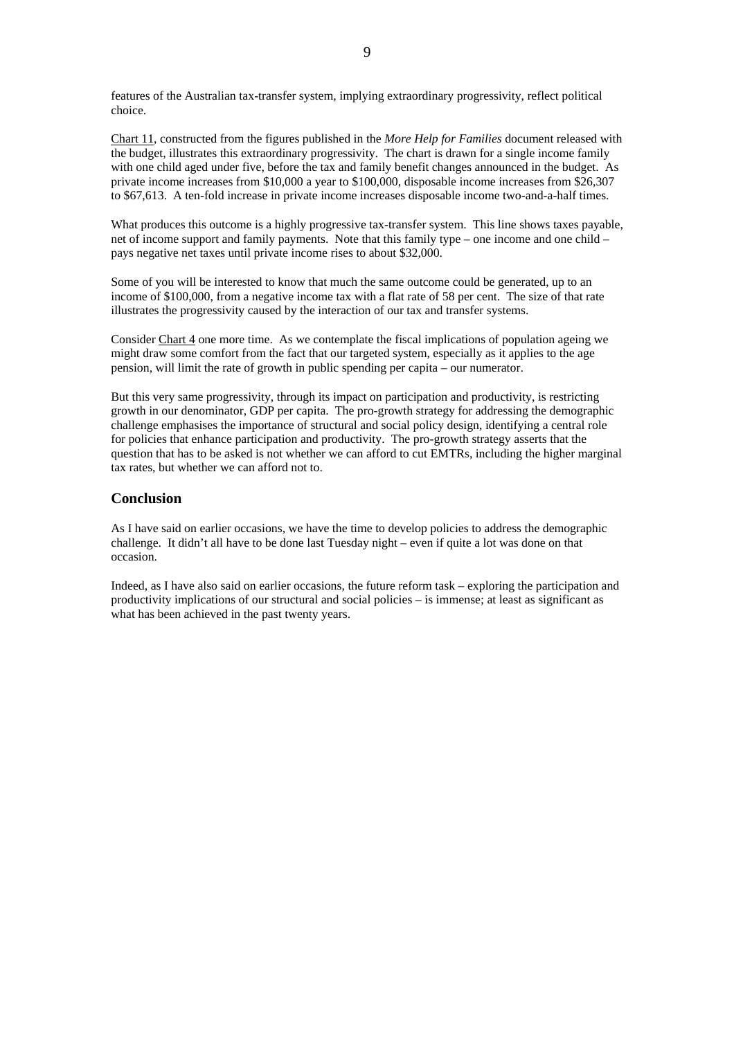features of the Australian tax-transfer system, implying extraordinary progressivity, reflect political choice.

Chart 11, constructed from the figures published in the *More Help for Families* document released with the budget, illustrates this extraordinary progressivity. The chart is drawn for a single income family with one child aged under five, before the tax and family benefit changes announced in the budget. As private income increases from $10,000 a year to $100,000, disposable income increases from $26,307 to $67,613. A ten-fold increase in private income increases disposable income two-and-a-half times.

What produces this outcome is a highly progressive tax-transfer system. This line shows taxes payable, net of income support and family payments. Note that this family type – one income and one child – pays negative net taxes until private income rises to about $32,000.

Some of you will be interested to know that much the same outcome could be generated, up to an income of $100,000, from a negative income tax with a flat rate of 58 per cent. The size of that rate illustrates the progressivity caused by the interaction of our tax and transfer systems.

Consider Chart 4 one more time. As we contemplate the fiscal implications of population ageing we might draw some comfort from the fact that our targeted system, especially as it applies to the age pension, will limit the rate of growth in public spending per capita – our numerator.

But this very same progressivity, through its impact on participation and productivity, is restricting growth in our denominator, GDP per capita. The pro-growth strategy for addressing the demographic challenge emphasises the importance of structural and social policy design, identifying a central role for policies that enhance participation and productivity. The pro-growth strategy asserts that the question that has to be asked is not whether we can afford to cut EMTRs, including the higher marginal tax rates, but whether we can afford not to.

## Conclusion

As I have said on earlier occasions, we have the time to develop policies to address the demographic challenge. It didn't all have to be done last Tuesday night – even if quite a lot was done on that occasion.

Indeed, as I have also said on earlier occasions, the future reform task – exploring the participation and productivity implications of our structural and social policies – is immense; at least as significant as what has been achieved in the past twenty years.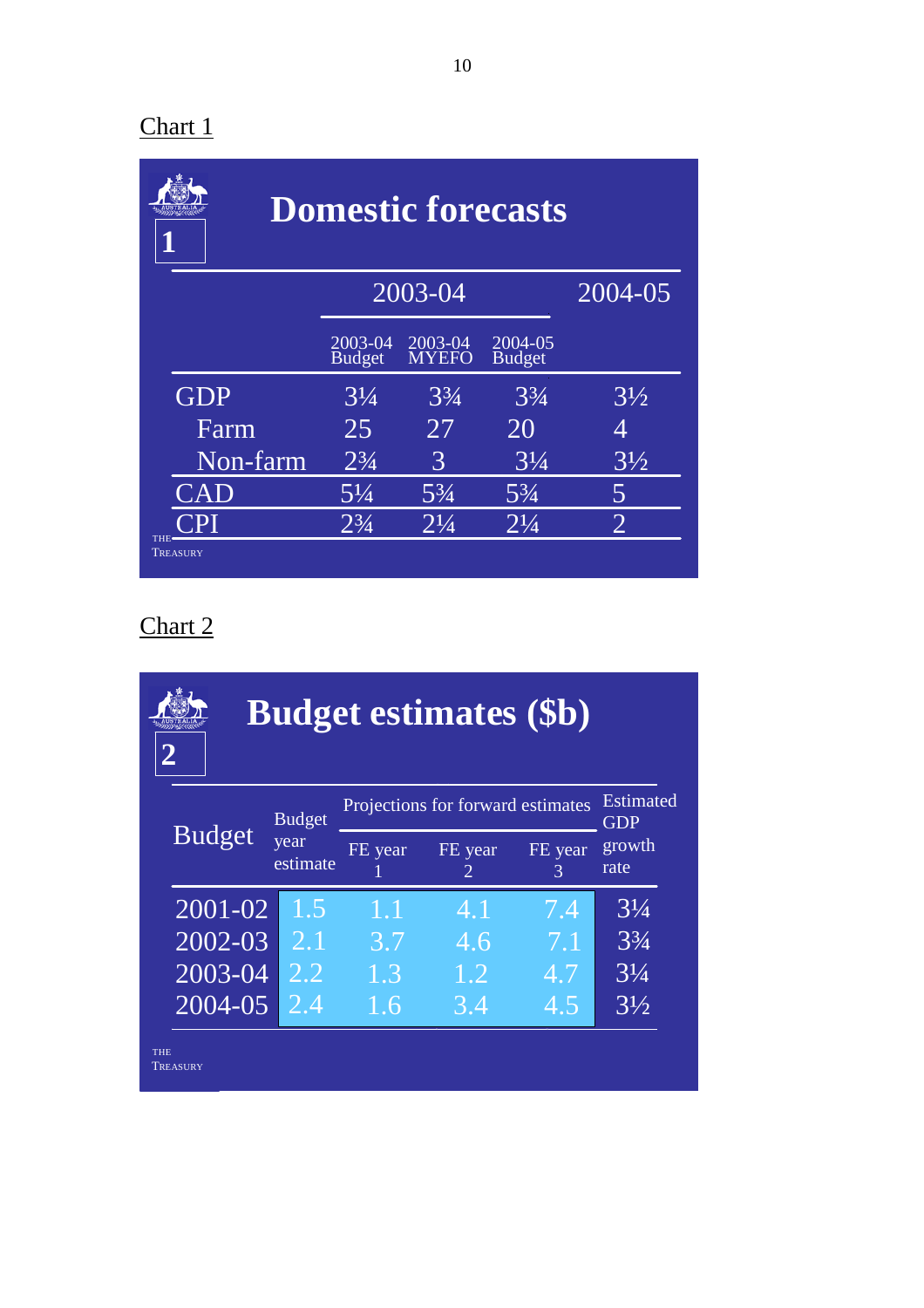Chart 1

# Domestic forecasts

1

| | 2003-04 | | | 2004-05 |
|---|---|---|---|---|
| | 2003-04 Budget | 2003-04 MYEFO | 2004-05 Budget | |
| GDP | 3¼ | 3¾ | 3¾ | 3½ |
| Farm | 25 | 27 | 20 | 4 |
| Non-farm | 2¾ | 3 | 3¼ | 3½ |
| CAD | 5¼ | 5¾ | 5¾ | 5 |
| CPI | 2¾ | 2¼ | 2¼ | 2 |

THE TREASURY

Chart 2

# Budget estimates ($b)

2

| Budget | Budget year estimate | Projections for forward estimates | | | Estimated GDP growth rate |
|---|---|---|---|---|---|
| | | FE year 1 | FE year 2 | FE year 3 | |
| 2001-02 | 1.5 | 1.1 | 4.1 | 7.4 | 3¼ |
| 2002-03 | 2.1 | 3.7 | 4.6 | 7.1 | 3¾ |
| 2003-04 | 2.2 | 1.3 | 1.2 | 4.7 | 3¼ |
| 2004-05 | 2.4 | 1.6 | 3.4 | 4.5 | 3½ |

THE TREASURY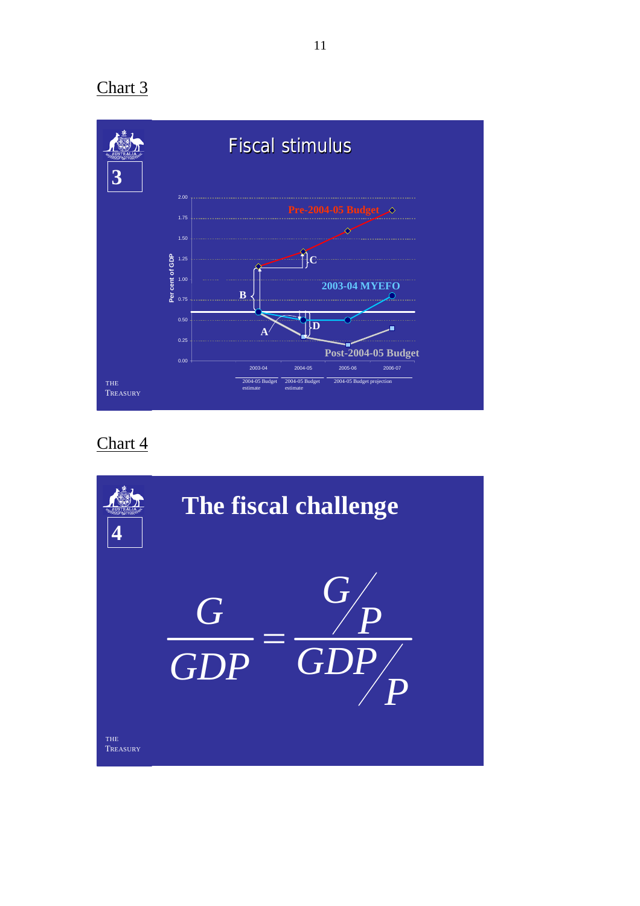Chart 3

Fiscal stimulus

Pre-2004-05 Budget

2003-04 MYEFO

Post-2004-05 Budget

Per cent of GDP

2.00, 1.75, 1.50, 1.25, 1.00, 0.75, 0.50, 0.25, 0.00

A B C D

2003-04 | 2004-05 | 2005-06 | 2006-07

2004-05 Budget estimate | 2004-05 Budget estimate | 2004-05 Budget projection

THE TREASURY

Chart 4

The fiscal challenge

$$\frac{G}{GDP} = \frac{G/P}{GDP/P}$$

THE TREASURY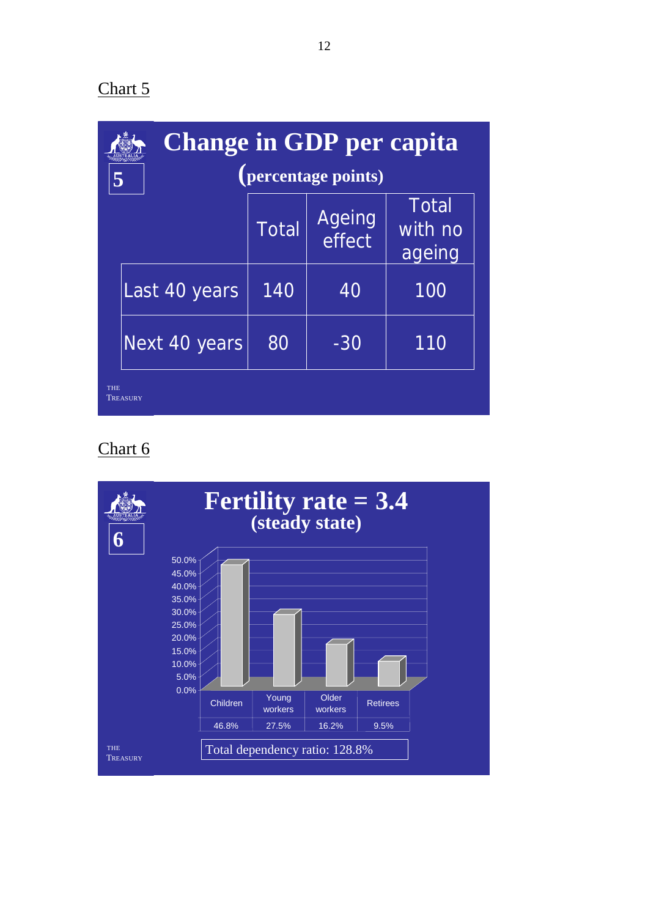Chart 5

**Change in GDP per capita**
**(percentage points)**

| | Total | Ageing effect | Total with no ageing |
|---|---|---|---|
| Last 40 years | 140 | 40 | 100 |
| Next 40 years | 80 | -30 | 110 |

THE TREASURY

Chart 6

**Fertility rate = 3.4**
**(steady state)**

| Children | Young workers | Older workers | Retirees |
|---|---|---|---|
| 46.8% | 27.5% | 16.2% | 9.5% |

Total dependency ratio: 128.8%

THE TREASURY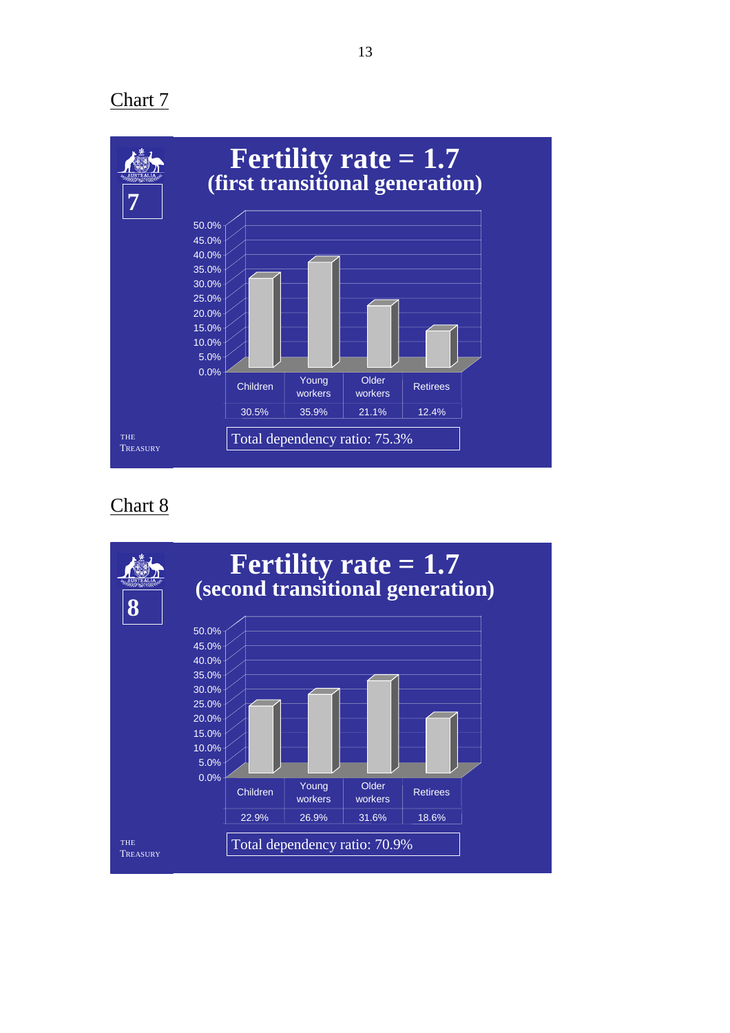Chart 7

**Fertility rate = 1.7**
**(first transitional generation)**

| Children | Young workers | Older workers | Retirees |
|---|---|---|---|
| 30.5% | 35.9% | 21.1% | 12.4% |

Total dependency ratio: 75.3%

THE TREASURY

Chart 8

**Fertility rate = 1.7**
**(second transitional generation)**

| Children | Young workers | Older workers | Retirees |
|---|---|---|---|
| 22.9% | 26.9% | 31.6% | 18.6% |

Total dependency ratio: 70.9%

THE TREASURY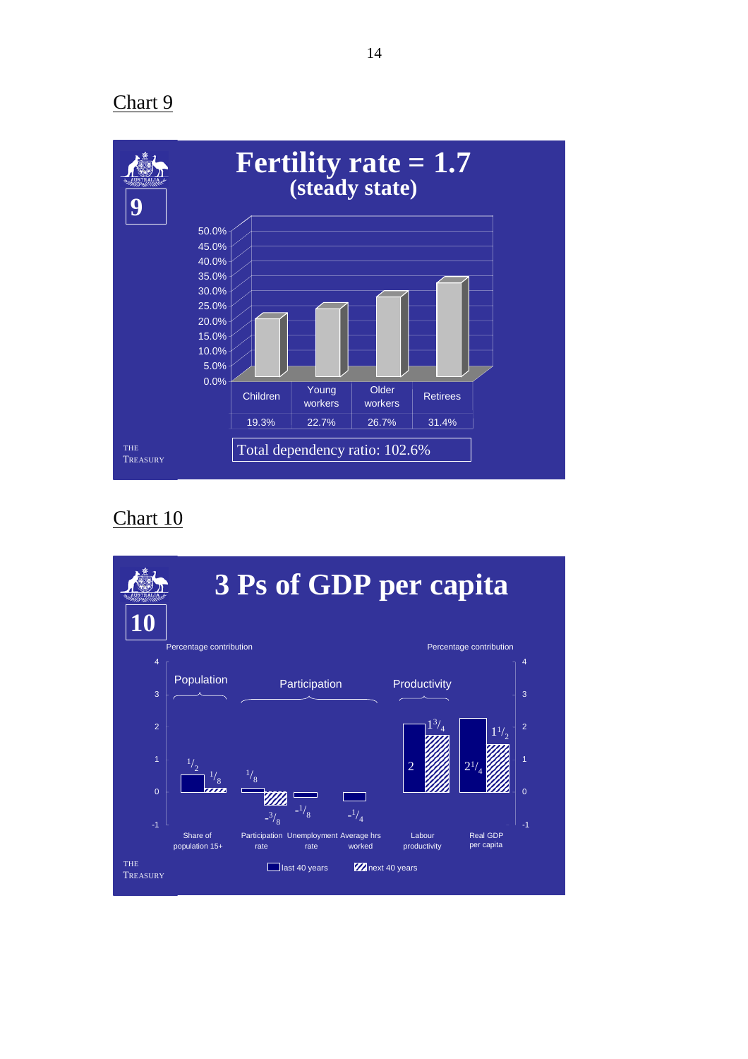Chart 9

**Fertility rate = 1.7**
**(steady state)**

| Children | Young workers | Older workers | Retirees |
|---|---|---|---|
| 19.3% | 22.7% | 26.7% | 31.4% |

Total dependency ratio: 102.6%

Chart 10

**3 Ps of GDP per capita**

Percentage contribution

| | Population | Participation | | | Productivity | |
|---|---|---|---|---|---|---|
| | Share of population 15+ | Participation rate | Unemployment rate | Average hrs worked | Labour productivity | Real GDP per capita |
| last 40 years | 1/2 | 1/8 | | | 2 | 2 1/4 |
| next 40 years | 1/8 | -3/8 | -1/8 | -1/4 | 1 3/4 | 1 1/2 |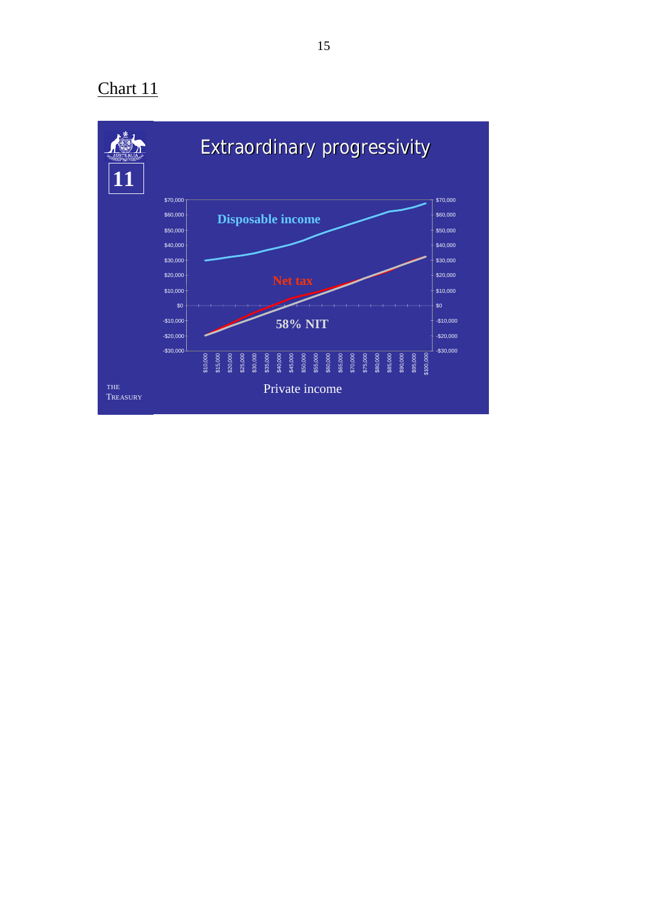Chart 11

Extraordinary progressivity

11

Disposable income

Net tax

58% NIT

$70,000
$60,000
$50,000
$40,000
$30,000
$20,000
$10,000
$0
-$10,000
-$20,000
-$30,000

$10,000 $15,000 $20,000 $25,000 $30,000 $35,000 $40,000 $45,000 $50,000 $55,000 $60,000 $65,000 $70,000 $75,000 $80,000 $85,000 $90,000 $95,000 $100,000

Private income

THE TREASURY